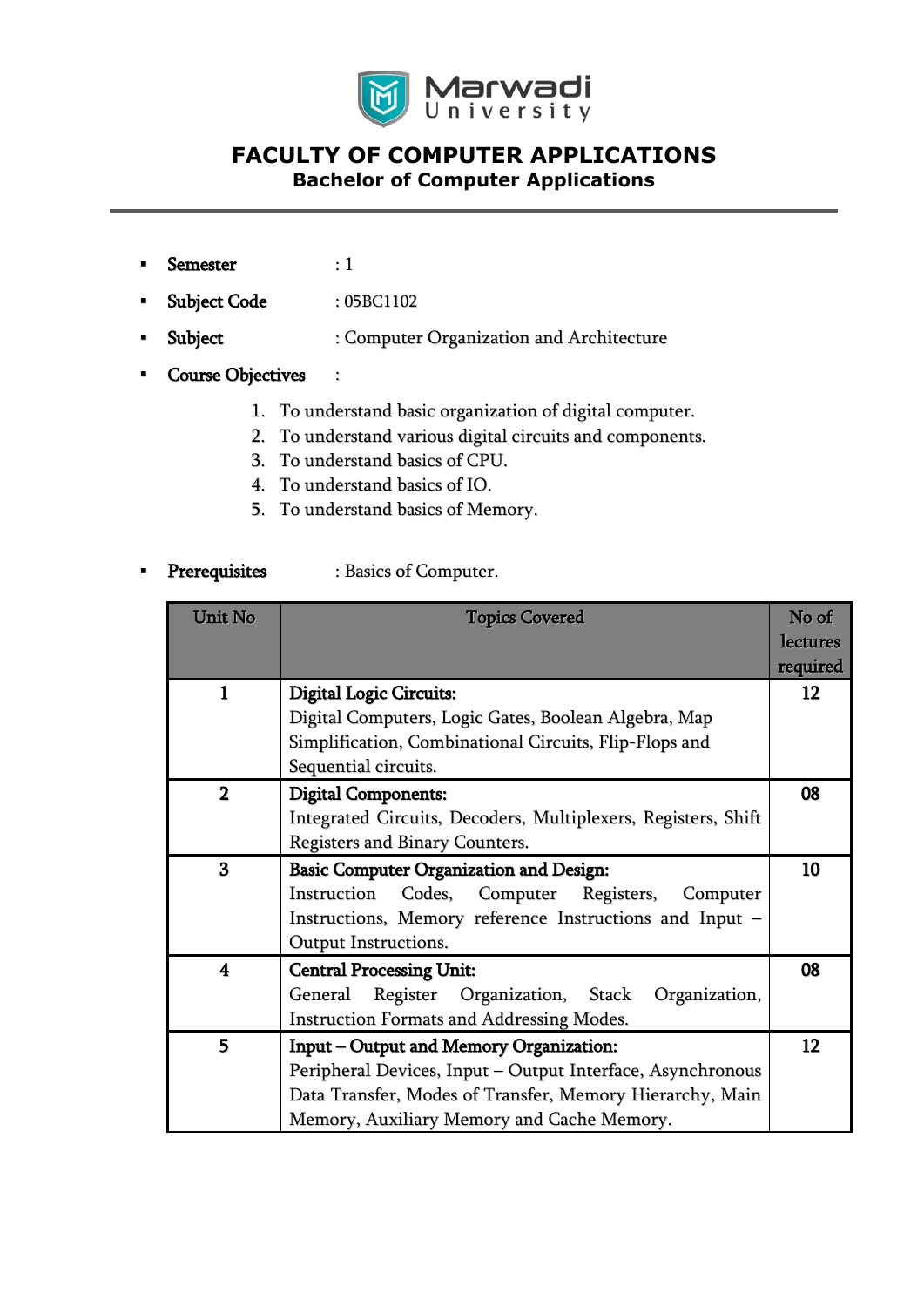# FACULTY OF COMPUTER APPLICATIONS

## Bachelor of Computer Applications

- **Semester** : 1
- **Subject Code** : 05BC1102
- **Subject** : Computer Organization and Architecture
- **Course Objectives** :
  1. To understand basic organization of digital computer.
  2. To understand various digital circuits and components.
  3. To understand basics of CPU.
  4. To understand basics of IO.
  5. To understand basics of Memory.
- **Prerequisites** : Basics of Computer.

| Unit No | Topics Covered | No of lectures required |
|---|---|---|
| 1 | **Digital Logic Circuits:** Digital Computers, Logic Gates, Boolean Algebra, Map Simplification, Combinational Circuits, Flip-Flops and Sequential circuits. | 12 |
| 2 | **Digital Components:** Integrated Circuits, Decoders, Multiplexers, Registers, Shift Registers and Binary Counters. | 08 |
| 3 | **Basic Computer Organization and Design:** Instruction Codes, Computer Registers, Computer Instructions, Memory reference Instructions and Input – Output Instructions. | 10 |
| 4 | **Central Processing Unit:** General Register Organization, Stack Organization, Instruction Formats and Addressing Modes. | 08 |
| 5 | **Input – Output and Memory Organization:** Peripheral Devices, Input – Output Interface, Asynchronous Data Transfer, Modes of Transfer, Memory Hierarchy, Main Memory, Auxiliary Memory and Cache Memory. | 12 |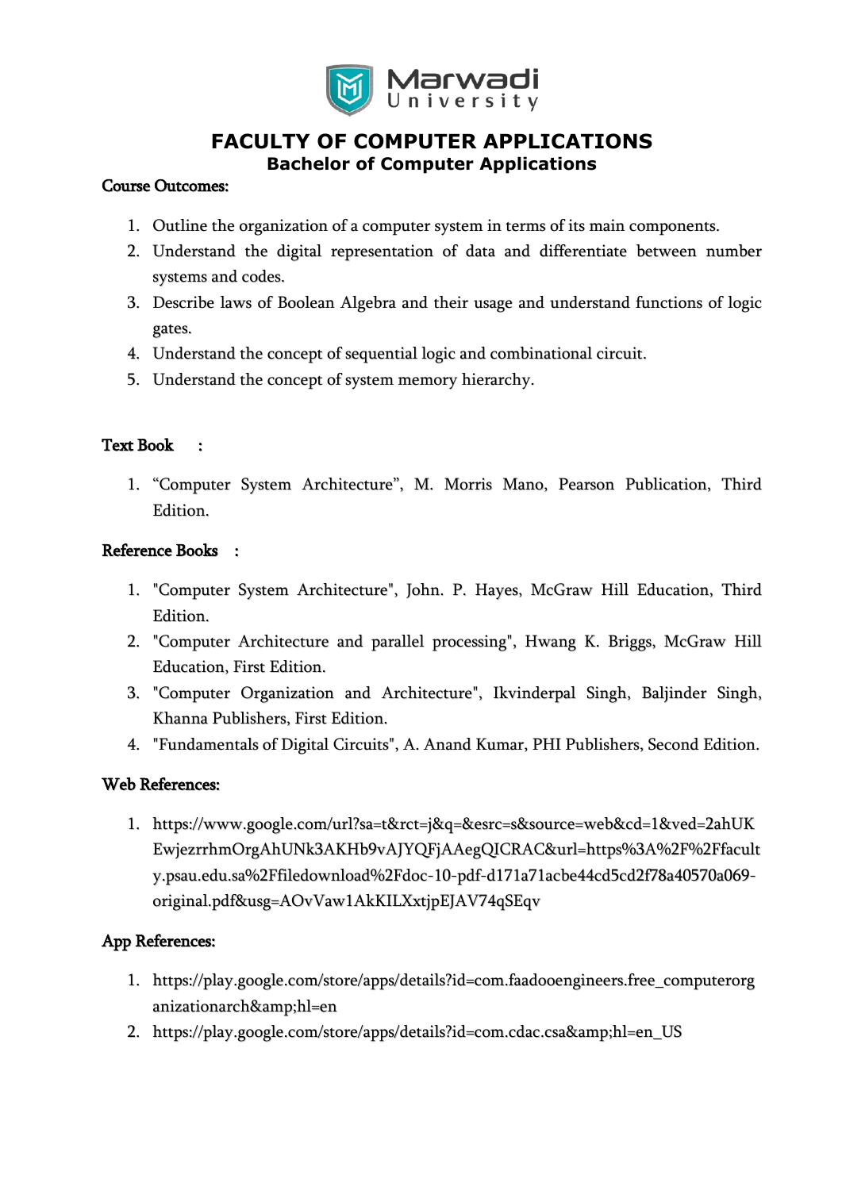# FACULTY OF COMPUTER APPLICATIONS

## Bachelor of Computer Applications

**Course Outcomes:**

1. Outline the organization of a computer system in terms of its main components.
2. Understand the digital representation of data and differentiate between number systems and codes.
3. Describe laws of Boolean Algebra and their usage and understand functions of logic gates.
4. Understand the concept of sequential logic and combinational circuit.
5. Understand the concept of system memory hierarchy.

**Text Book :**

1. "Computer System Architecture", M. Morris Mano, Pearson Publication, Third Edition.

**Reference Books :**

1. "Computer System Architecture", John. P. Hayes, McGraw Hill Education, Third Edition.
2. "Computer Architecture and parallel processing", Hwang K. Briggs, McGraw Hill Education, First Edition.
3. "Computer Organization and Architecture", Ikvinderpal Singh, Baljinder Singh, Khanna Publishers, First Edition.
4. "Fundamentals of Digital Circuits", A. Anand Kumar, PHI Publishers, Second Edition.

**Web References:**

1. https://www.google.com/url?sa=t&rct=j&q=&esrc=s&source=web&cd=1&ved=2ahUKEwjezrrhmOrgAhUNk3AKHb9vAJYQFjAAegQICRAC&url=https%3A%2F%2Ffaculty.psau.edu.sa%2Ffiledownload%2Fdoc-10-pdf-d171a71acbe44cd5cd2f78a40570a069-original.pdf&usg=AOvVaw1AkKILXxtjpEJAV74qSEqv

**App References:**

1. https://play.google.com/store/apps/details?id=com.faadooengineers.free_computerorganizationarch&amp;hl=en
2. https://play.google.com/store/apps/details?id=com.cdac.csa&amp;hl=en_US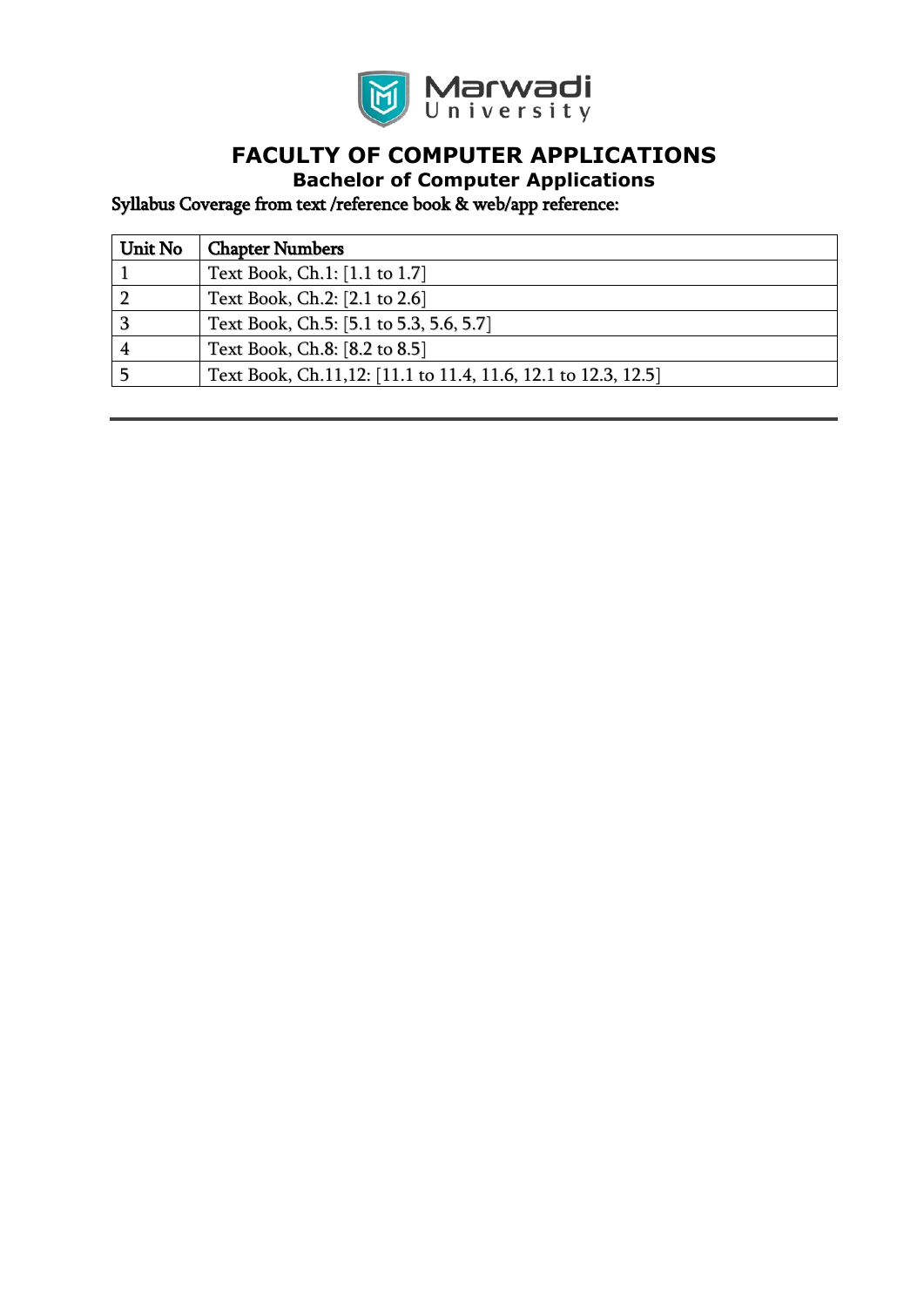# FACULTY OF COMPUTER APPLICATIONS

## Bachelor of Computer Applications

Syllabus Coverage from text /reference book & web/app reference:

| Unit No | Chapter Numbers |
|---|---|
| 1 | Text Book, Ch.1: [1.1 to 1.7] |
| 2 | Text Book, Ch.2: [2.1 to 2.6] |
| 3 | Text Book, Ch.5: [5.1 to 5.3, 5.6, 5.7] |
| 4 | Text Book, Ch.8: [8.2 to 8.5] |
| 5 | Text Book, Ch.11,12: [11.1 to 11.4, 11.6, 12.1 to 12.3, 12.5] |